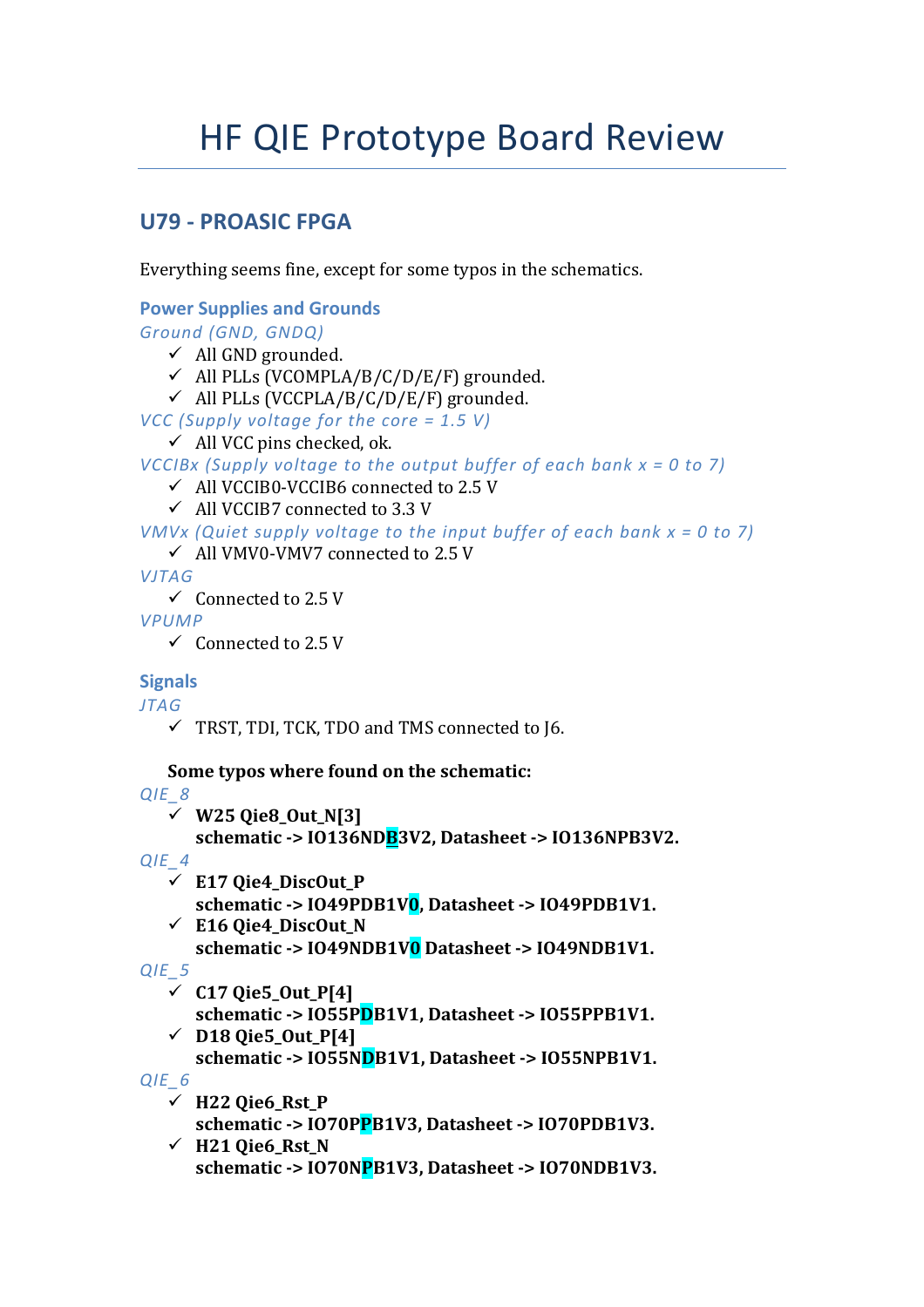# HF QIE Prototype Board Review

## U79 - PROASIC FPGA

Everything seems fine, except for some typos in the schematics.

### Power Supplies and Grounds

*Ground (GND, GNDQ)*

- ✓ All GND grounded.
- ✓ All PLLs (VCOMPLA/B/C/D/E/F) grounded.
- ✓ All PLLs (VCCPLA/B/C/D/E/F) grounded.

*VCC (Supply voltage for the core = 1.5 V)*

- ✓ All VCC pins checked, ok.

*VCCIBx (Supply voltage to the output buffer of each bank x = 0 to 7)*

- ✓ All VCCIB0-VCCIB6 connected to 2.5 V
- ✓ All VCCIB7 connected to 3.3 V

*VMVx (Quiet supply voltage to the input buffer of each bank x = 0 to 7)*

- ✓ All VMV0-VMV7 connected to 2.5 V

*VJTAG*

- ✓ Connected to 2.5 V

*VPUMP*

- ✓ Connected to 2.5 V

### Signals

*JTAG*

- ✓ TRST, TDI, TCK, TDO and TMS connected to J6.

**Some typos where found on the schematic:**

*QIE_8*

- ✓ **W25 Qie8_Out_N[3]**
  **schematic -> IO136NDB3V2, Datasheet -> IO136NPB3V2.**

*QIE_4*

- ✓ **E17 Qie4_DiscOut_P**
  **schematic -> IO49PDB1V0, Datasheet -> IO49PDB1V1.**
- ✓ **E16 Qie4_DiscOut_N**
  **schematic -> IO49NDB1V0 Datasheet -> IO49NDB1V1.**

*QIE_5*

- ✓ **C17 Qie5_Out_P[4]**
  **schematic -> IO55PDB1V1, Datasheet -> IO55PPB1V1.**
- ✓ **D18 Qie5_Out_P[4]**
  **schematic -> IO55NDB1V1, Datasheet -> IO55NPB1V1.**

*QIE_6*

- ✓ **H22 Qie6_Rst_P**
  **schematic -> IO70PPB1V3, Datasheet -> IO70PDB1V3.**
- ✓ **H21 Qie6_Rst_N**
  **schematic -> IO70NPB1V3, Datasheet -> IO70NDB1V3.**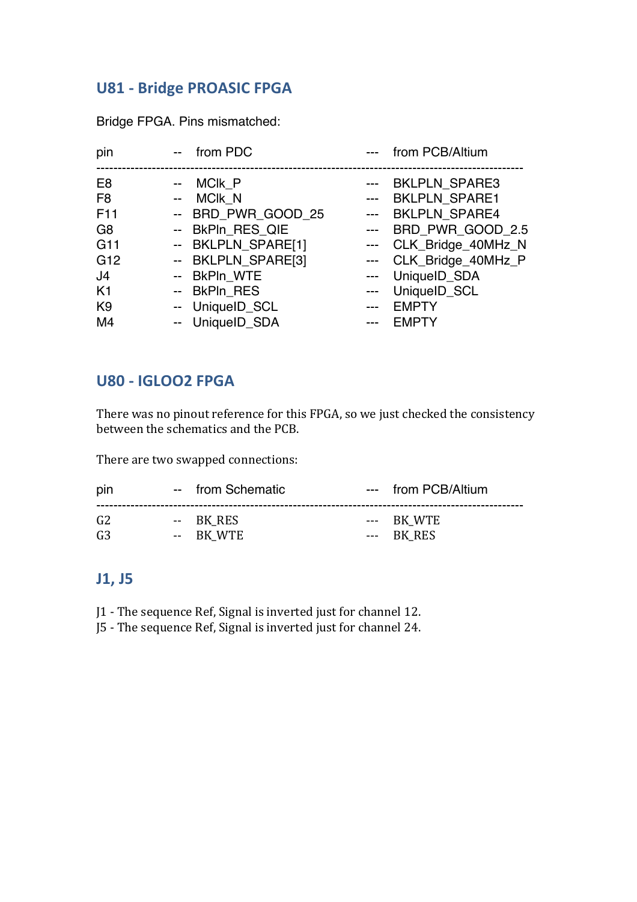## U81 - Bridge PROASIC FPGA

Bridge FPGA. Pins mismatched:

| pin | from PDC | from PCB/Altium |
|---|---|---|
| E8 | MClk_P | BKLPLN_SPARE3 |
| F8 | MClk_N | BKLPLN_SPARE1 |
| F11 | BRD_PWR_GOOD_25 | BKLPLN_SPARE4 |
| G8 | BkPln_RES_QIE | BRD_PWR_GOOD_2.5 |
| G11 | BKLPLN_SPARE[1] | CLK_Bridge_40MHz_N |
| G12 | BKLPLN_SPARE[3] | CLK_Bridge_40MHz_P |
| J4 | BkPln_WTE | UniqueID_SDA |
| K1 | BkPln_RES | UniqueID_SCL |
| K9 | UniqueID_SCL | EMPTY |
| M4 | UniqueID_SDA | EMPTY |

## U80 - IGLOO2 FPGA

There was no pinout reference for this FPGA, so we just checked the consistency between the schematics and the PCB.

There are two swapped connections:

| pin | from Schematic | from PCB/Altium |
|---|---|---|
| G2 | BK_RES | BK_WTE |
| G3 | BK_WTE | BK_RES |

## J1, J5

J1 - The sequence Ref, Signal is inverted just for channel 12.
J5 - The sequence Ref, Signal is inverted just for channel 24.